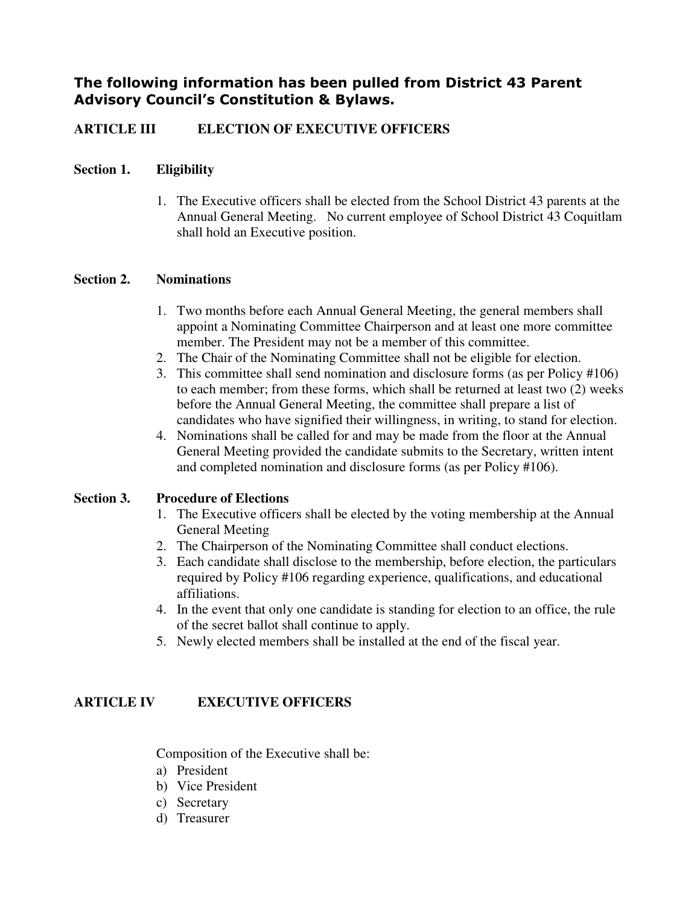**The following information has been pulled from District 43 Parent Advisory Council's Constitution & Bylaws.**

## ARTICLE III ELECTION OF EXECUTIVE OFFICERS

### Section 1. Eligibility

1. The Executive officers shall be elected from the School District 43 parents at the Annual General Meeting. No current employee of School District 43 Coquitlam shall hold an Executive position.

### Section 2. Nominations

1. Two months before each Annual General Meeting, the general members shall appoint a Nominating Committee Chairperson and at least one more committee member. The President may not be a member of this committee.
2. The Chair of the Nominating Committee shall not be eligible for election.
3. This committee shall send nomination and disclosure forms (as per Policy #106) to each member; from these forms, which shall be returned at least two (2) weeks before the Annual General Meeting, the committee shall prepare a list of candidates who have signified their willingness, in writing, to stand for election.
4. Nominations shall be called for and may be made from the floor at the Annual General Meeting provided the candidate submits to the Secretary, written intent and completed nomination and disclosure forms (as per Policy #106).

### Section 3. Procedure of Elections

1. The Executive officers shall be elected by the voting membership at the Annual General Meeting
2. The Chairperson of the Nominating Committee shall conduct elections.
3. Each candidate shall disclose to the membership, before election, the particulars required by Policy #106 regarding experience, qualifications, and educational affiliations.
4. In the event that only one candidate is standing for election to an office, the rule of the secret ballot shall continue to apply.
5. Newly elected members shall be installed at the end of the fiscal year.

## ARTICLE IV EXECUTIVE OFFICERS

Composition of the Executive shall be:

a) President
b) Vice President
c) Secretary
d) Treasurer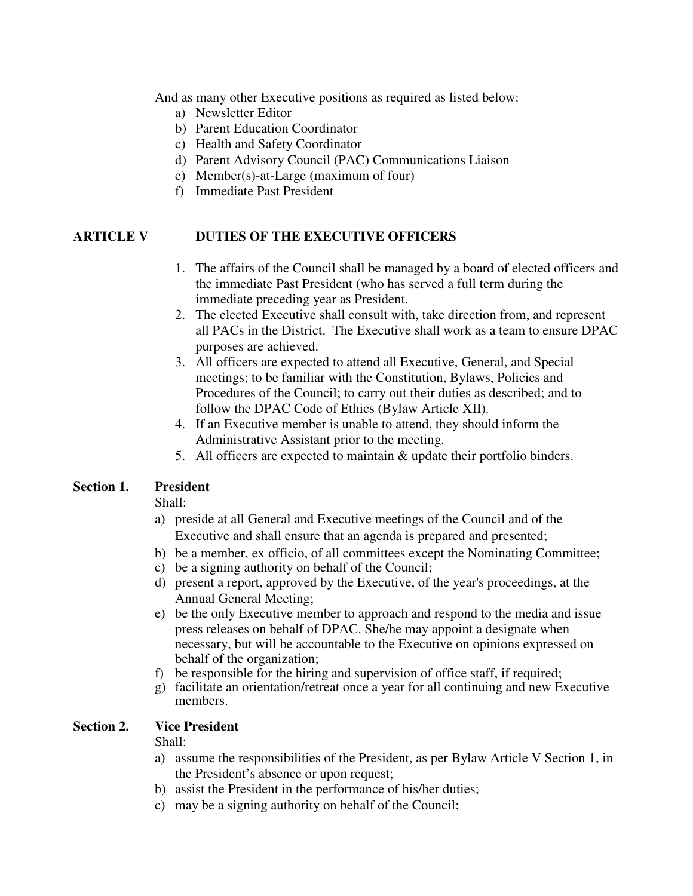And as many other Executive positions as required as listed below:

a) Newsletter Editor
b) Parent Education Coordinator
c) Health and Safety Coordinator
d) Parent Advisory Council (PAC) Communications Liaison
e) Member(s)-at-Large (maximum of four)
f) Immediate Past President

## ARTICLE V DUTIES OF THE EXECUTIVE OFFICERS

1. The affairs of the Council shall be managed by a board of elected officers and the immediate Past President (who has served a full term during the immediate preceding year as President.
2. The elected Executive shall consult with, take direction from, and represent all PACs in the District. The Executive shall work as a team to ensure DPAC purposes are achieved.
3. All officers are expected to attend all Executive, General, and Special meetings; to be familiar with the Constitution, Bylaws, Policies and Procedures of the Council; to carry out their duties as described; and to follow the DPAC Code of Ethics (Bylaw Article XII).
4. If an Executive member is unable to attend, they should inform the Administrative Assistant prior to the meeting.
5. All officers are expected to maintain & update their portfolio binders.

### Section 1. President

Shall:

a) preside at all General and Executive meetings of the Council and of the Executive and shall ensure that an agenda is prepared and presented;
b) be a member, ex officio, of all committees except the Nominating Committee;
c) be a signing authority on behalf of the Council;
d) present a report, approved by the Executive, of the year's proceedings, at the Annual General Meeting;
e) be the only Executive member to approach and respond to the media and issue press releases on behalf of DPAC. She/he may appoint a designate when necessary, but will be accountable to the Executive on opinions expressed on behalf of the organization;
f) be responsible for the hiring and supervision of office staff, if required;
g) facilitate an orientation/retreat once a year for all continuing and new Executive members.

### Section 2. Vice President

Shall:

a) assume the responsibilities of the President, as per Bylaw Article V Section 1, in the President's absence or upon request;
b) assist the President in the performance of his/her duties;
c) may be a signing authority on behalf of the Council;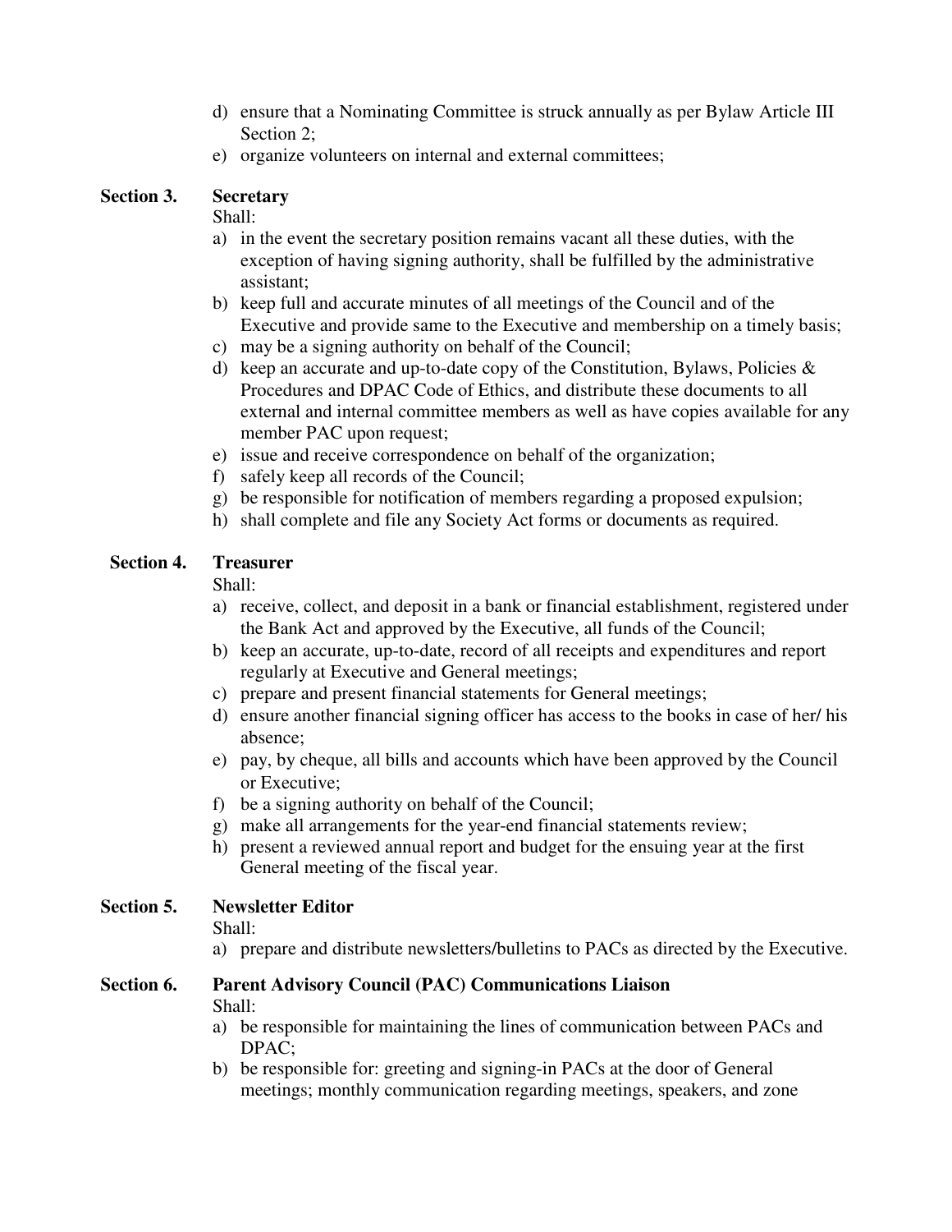d) ensure that a Nominating Committee is struck annually as per Bylaw Article III Section 2;
e) organize volunteers on internal and external committees;

**Section 3. Secretary**

Shall:

a) in the event the secretary position remains vacant all these duties, with the exception of having signing authority, shall be fulfilled by the administrative assistant;
b) keep full and accurate minutes of all meetings of the Council and of the Executive and provide same to the Executive and membership on a timely basis;
c) may be a signing authority on behalf of the Council;
d) keep an accurate and up-to-date copy of the Constitution, Bylaws, Policies & Procedures and DPAC Code of Ethics, and distribute these documents to all external and internal committee members as well as have copies available for any member PAC upon request;
e) issue and receive correspondence on behalf of the organization;
f) safely keep all records of the Council;
g) be responsible for notification of members regarding a proposed expulsion;
h) shall complete and file any Society Act forms or documents as required.

**Section 4. Treasurer**

Shall:

a) receive, collect, and deposit in a bank or financial establishment, registered under the Bank Act and approved by the Executive, all funds of the Council;
b) keep an accurate, up-to-date, record of all receipts and expenditures and report regularly at Executive and General meetings;
c) prepare and present financial statements for General meetings;
d) ensure another financial signing officer has access to the books in case of her/ his absence;
e) pay, by cheque, all bills and accounts which have been approved by the Council or Executive;
f) be a signing authority on behalf of the Council;
g) make all arrangements for the year-end financial statements review;
h) present a reviewed annual report and budget for the ensuing year at the first General meeting of the fiscal year.

**Section 5. Newsletter Editor**

Shall:

a) prepare and distribute newsletters/bulletins to PACs as directed by the Executive.

**Section 6. Parent Advisory Council (PAC) Communications Liaison**

Shall:

a) be responsible for maintaining the lines of communication between PACs and DPAC;
b) be responsible for: greeting and signing-in PACs at the door of General meetings; monthly communication regarding meetings, speakers, and zone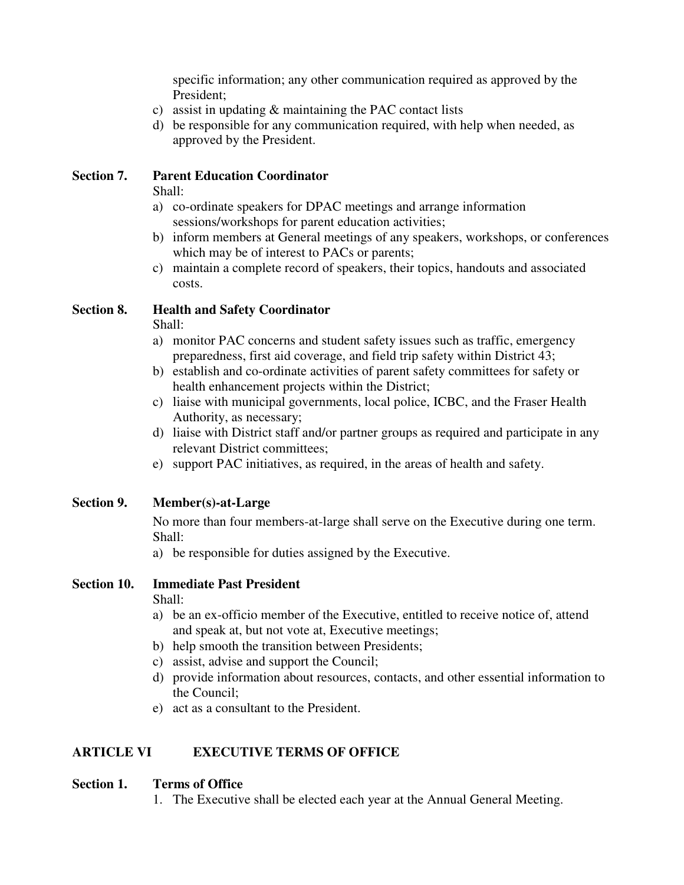specific information; any other communication required as approved by the President;

c) assist in updating & maintaining the PAC contact lists

d) be responsible for any communication required, with help when needed, as approved by the President.

**Section 7. Parent Education Coordinator**

Shall:

a) co-ordinate speakers for DPAC meetings and arrange information sessions/workshops for parent education activities;

b) inform members at General meetings of any speakers, workshops, or conferences which may be of interest to PACs or parents;

c) maintain a complete record of speakers, their topics, handouts and associated costs.

**Section 8. Health and Safety Coordinator**

Shall:

a) monitor PAC concerns and student safety issues such as traffic, emergency preparedness, first aid coverage, and field trip safety within District 43;

b) establish and co-ordinate activities of parent safety committees for safety or health enhancement projects within the District;

c) liaise with municipal governments, local police, ICBC, and the Fraser Health Authority, as necessary;

d) liaise with District staff and/or partner groups as required and participate in any relevant District committees;

e) support PAC initiatives, as required, in the areas of health and safety.

**Section 9. Member(s)-at-Large**

No more than four members-at-large shall serve on the Executive during one term.

Shall:

a) be responsible for duties assigned by the Executive.

**Section 10. Immediate Past President**

Shall:

a) be an ex-officio member of the Executive, entitled to receive notice of, attend and speak at, but not vote at, Executive meetings;

b) help smooth the transition between Presidents;

c) assist, advise and support the Council;

d) provide information about resources, contacts, and other essential information to the Council;

e) act as a consultant to the President.

## ARTICLE VI EXECUTIVE TERMS OF OFFICE

**Section 1. Terms of Office**

1. The Executive shall be elected each year at the Annual General Meeting.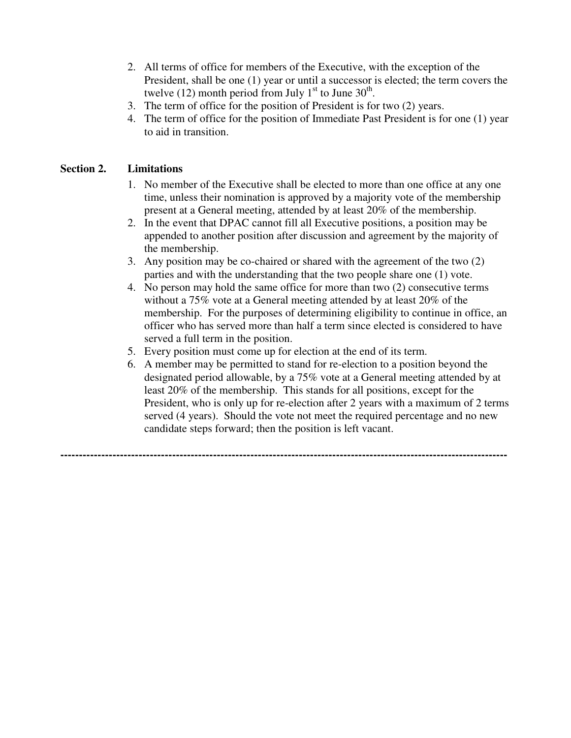2. All terms of office for members of the Executive, with the exception of the President, shall be one (1) year or until a successor is elected; the term covers the twelve (12) month period from July 1st to June 30th.
3. The term of office for the position of President is for two (2) years.
4. The term of office for the position of Immediate Past President is for one (1) year to aid in transition.

**Section 2. Limitations**

1. No member of the Executive shall be elected to more than one office at any one time, unless their nomination is approved by a majority vote of the membership present at a General meeting, attended by at least 20% of the membership.
2. In the event that DPAC cannot fill all Executive positions, a position may be appended to another position after discussion and agreement by the majority of the membership.
3. Any position may be co-chaired or shared with the agreement of the two (2) parties and with the understanding that the two people share one (1) vote.
4. No person may hold the same office for more than two (2) consecutive terms without a 75% vote at a General meeting attended by at least 20% of the membership. For the purposes of determining eligibility to continue in office, an officer who has served more than half a term since elected is considered to have served a full term in the position.
5. Every position must come up for election at the end of its term.
6. A member may be permitted to stand for re-election to a position beyond the designated period allowable, by a 75% vote at a General meeting attended by at least 20% of the membership. This stands for all positions, except for the President, who is only up for re-election after 2 years with a maximum of 2 terms served (4 years). Should the vote not meet the required percentage and no new candidate steps forward; then the position is left vacant.

---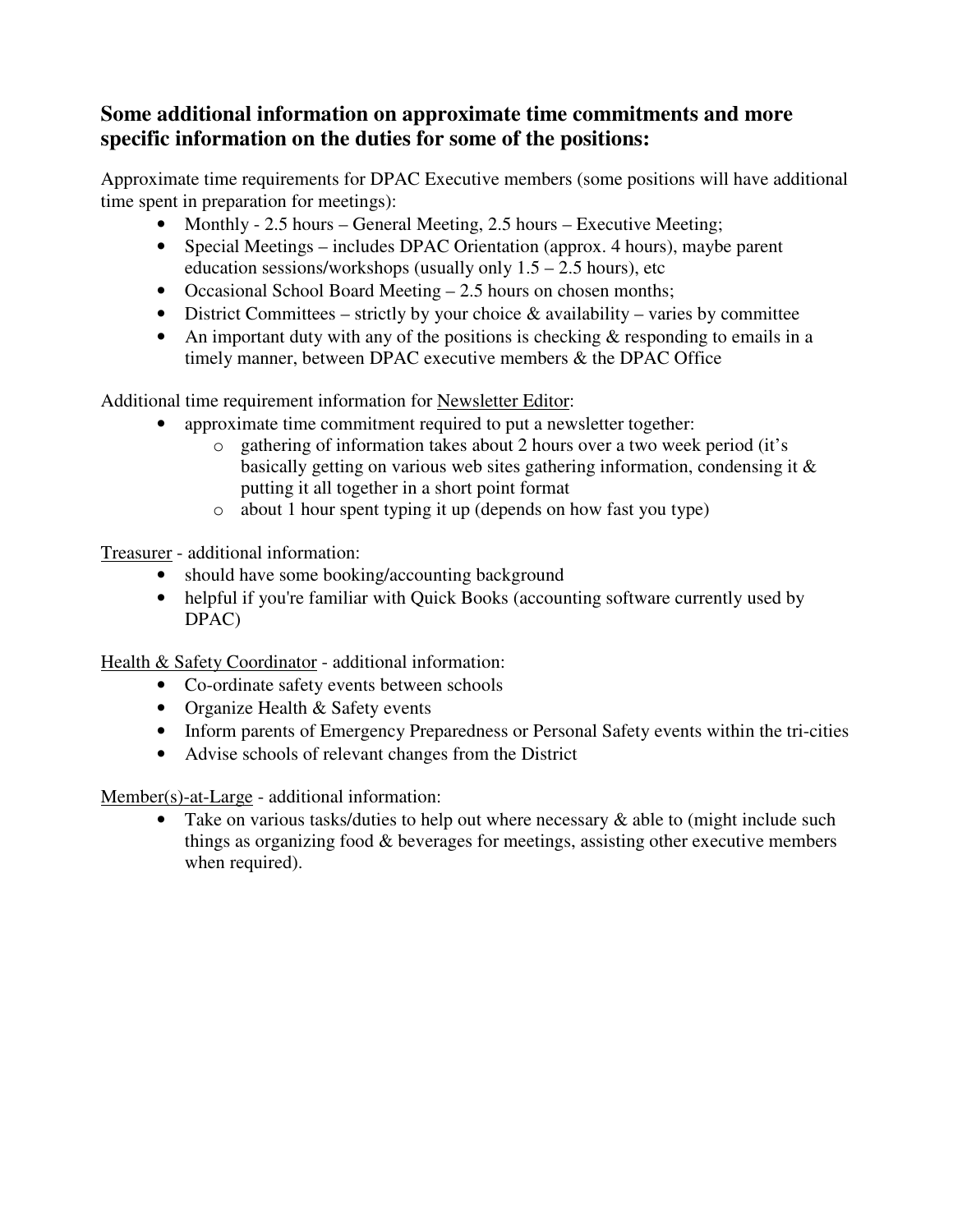## Some additional information on approximate time commitments and more specific information on the duties for some of the positions:

Approximate time requirements for DPAC Executive members (some positions will have additional time spent in preparation for meetings):

- Monthly - 2.5 hours – General Meeting, 2.5 hours – Executive Meeting;
- Special Meetings – includes DPAC Orientation (approx. 4 hours), maybe parent education sessions/workshops (usually only 1.5 – 2.5 hours), etc
- Occasional School Board Meeting – 2.5 hours on chosen months;
- District Committees – strictly by your choice & availability – varies by committee
- An important duty with any of the positions is checking & responding to emails in a timely manner, between DPAC executive members & the DPAC Office

Additional time requirement information for <u>Newsletter Editor</u>:

- approximate time commitment required to put a newsletter together:
  - gathering of information takes about 2 hours over a two week period (it's basically getting on various web sites gathering information, condensing it & putting it all together in a short point format
  - about 1 hour spent typing it up (depends on how fast you type)

<u>Treasurer</u> - additional information:

- should have some booking/accounting background
- helpful if you're familiar with Quick Books (accounting software currently used by DPAC)

<u>Health & Safety Coordinator</u> - additional information:

- Co-ordinate safety events between schools
- Organize Health & Safety events
- Inform parents of Emergency Preparedness or Personal Safety events within the tri-cities
- Advise schools of relevant changes from the District

<u>Member(s)-at-Large</u> - additional information:

- Take on various tasks/duties to help out where necessary & able to (might include such things as organizing food & beverages for meetings, assisting other executive members when required).